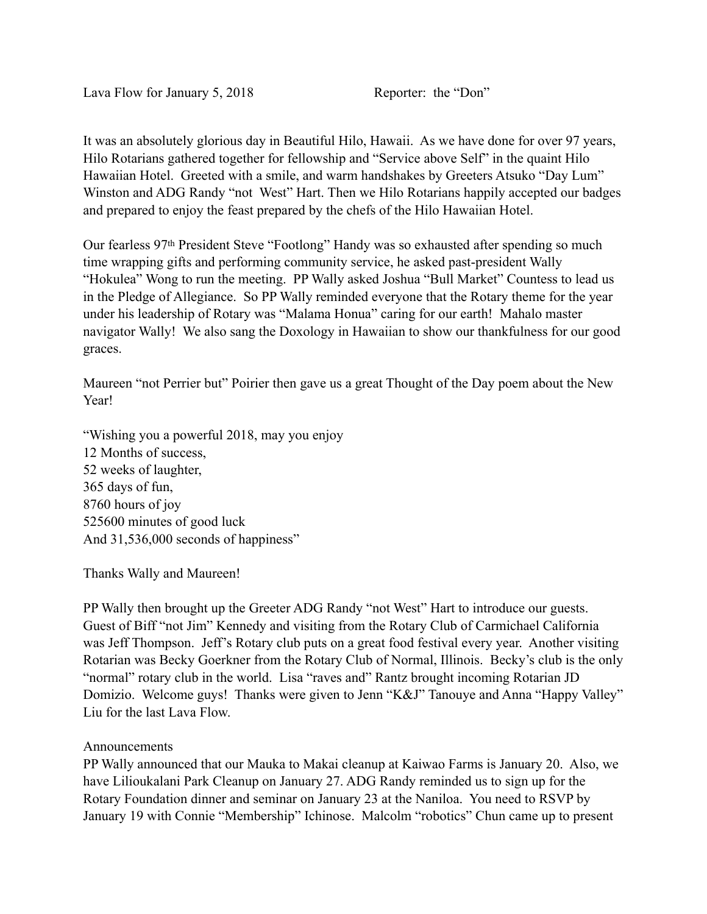Lava Flow for January 5, 2018 Reporter: the "Don"

It was an absolutely glorious day in Beautiful Hilo, Hawaii. As we have done for over 97 years, Hilo Rotarians gathered together for fellowship and "Service above Self" in the quaint Hilo Hawaiian Hotel. Greeted with a smile, and warm handshakes by Greeters Atsuko "Day Lum" Winston and ADG Randy "not West" Hart. Then we Hilo Rotarians happily accepted our badges and prepared to enjoy the feast prepared by the chefs of the Hilo Hawaiian Hotel.

Our fearless 97th President Steve "Footlong" Handy was so exhausted after spending so much time wrapping gifts and performing community service, he asked past-president Wally "Hokulea" Wong to run the meeting. PP Wally asked Joshua "Bull Market" Countess to lead us in the Pledge of Allegiance. So PP Wally reminded everyone that the Rotary theme for the year under his leadership of Rotary was "Malama Honua" caring for our earth! Mahalo master navigator Wally! We also sang the Doxology in Hawaiian to show our thankfulness for our good graces.

Maureen "not Perrier but" Poirier then gave us a great Thought of the Day poem about the New Year!

"Wishing you a powerful 2018, may you enjoy  
12 Months of success,  
52 weeks of laughter,  
365 days of fun,  
8760 hours of joy  
525600 minutes of good luck  
And 31,536,000 seconds of happiness"

Thanks Wally and Maureen!

PP Wally then brought up the Greeter ADG Randy "not West" Hart to introduce our guests. Guest of Biff "not Jim" Kennedy and visiting from the Rotary Club of Carmichael California was Jeff Thompson. Jeff's Rotary club puts on a great food festival every year. Another visiting Rotarian was Becky Goerkner from the Rotary Club of Normal, Illinois. Becky's club is the only "normal" rotary club in the world. Lisa "raves and" Rantz brought incoming Rotarian JD Domizio. Welcome guys! Thanks were given to Jenn "K&J" Tanouye and Anna "Happy Valley" Liu for the last Lava Flow.

Announcements

PP Wally announced that our Mauka to Makai cleanup at Kaiwao Farms is January 20. Also, we have Lilioukalani Park Cleanup on January 27. ADG Randy reminded us to sign up for the Rotary Foundation dinner and seminar on January 23 at the Naniloa. You need to RSVP by January 19 with Connie "Membership" Ichinose. Malcolm "robotics" Chun came up to present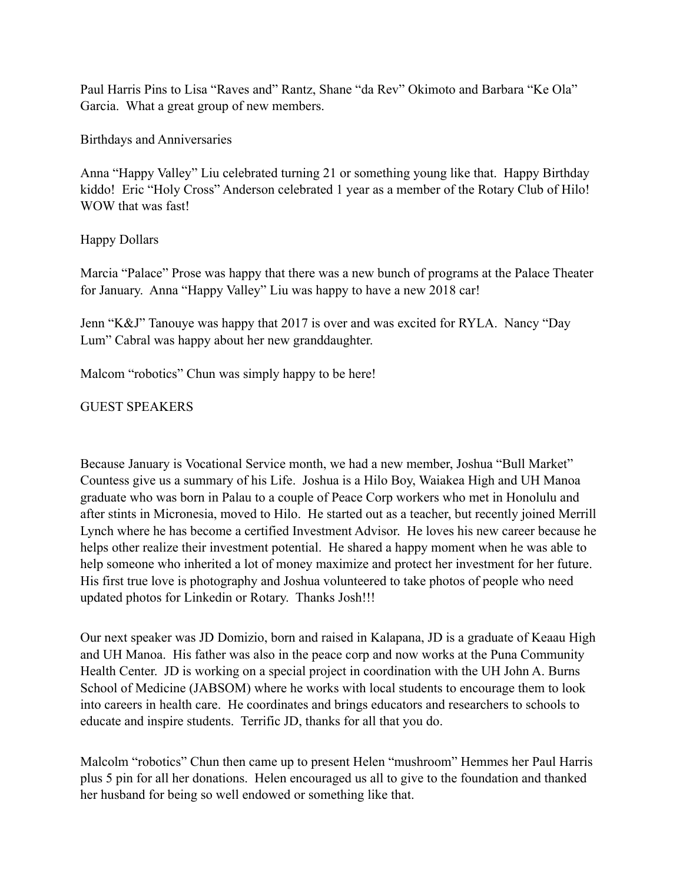Paul Harris Pins to Lisa “Raves and” Rantz, Shane “da Rev” Okimoto and Barbara “Ke Ola” Garcia. What a great group of new members.

Birthdays and Anniversaries

Anna “Happy Valley” Liu celebrated turning 21 or something young like that. Happy Birthday kiddo! Eric “Holy Cross” Anderson celebrated 1 year as a member of the Rotary Club of Hilo! WOW that was fast!

Happy Dollars

Marcia “Palace” Prose was happy that there was a new bunch of programs at the Palace Theater for January. Anna “Happy Valley” Liu was happy to have a new 2018 car!

Jenn “K&J” Tanouye was happy that 2017 is over and was excited for RYLA. Nancy “Day Lum” Cabral was happy about her new granddaughter.

Malcom “robotics” Chun was simply happy to be here!

GUEST SPEAKERS

Because January is Vocational Service month, we had a new member, Joshua “Bull Market” Countess give us a summary of his Life. Joshua is a Hilo Boy, Waiakea High and UH Manoa graduate who was born in Palau to a couple of Peace Corp workers who met in Honolulu and after stints in Micronesia, moved to Hilo. He started out as a teacher, but recently joined Merrill Lynch where he has become a certified Investment Advisor. He loves his new career because he helps other realize their investment potential. He shared a happy moment when he was able to help someone who inherited a lot of money maximize and protect her investment for her future. His first true love is photography and Joshua volunteered to take photos of people who need updated photos for Linkedin or Rotary. Thanks Josh!!!

Our next speaker was JD Domizio, born and raised in Kalapana, JD is a graduate of Keaau High and UH Manoa. His father was also in the peace corp and now works at the Puna Community Health Center. JD is working on a special project in coordination with the UH John A. Burns School of Medicine (JABSOM) where he works with local students to encourage them to look into careers in health care. He coordinates and brings educators and researchers to schools to educate and inspire students. Terrific JD, thanks for all that you do.

Malcolm “robotics” Chun then came up to present Helen “mushroom” Hemmes her Paul Harris plus 5 pin for all her donations. Helen encouraged us all to give to the foundation and thanked her husband for being so well endowed or something like that.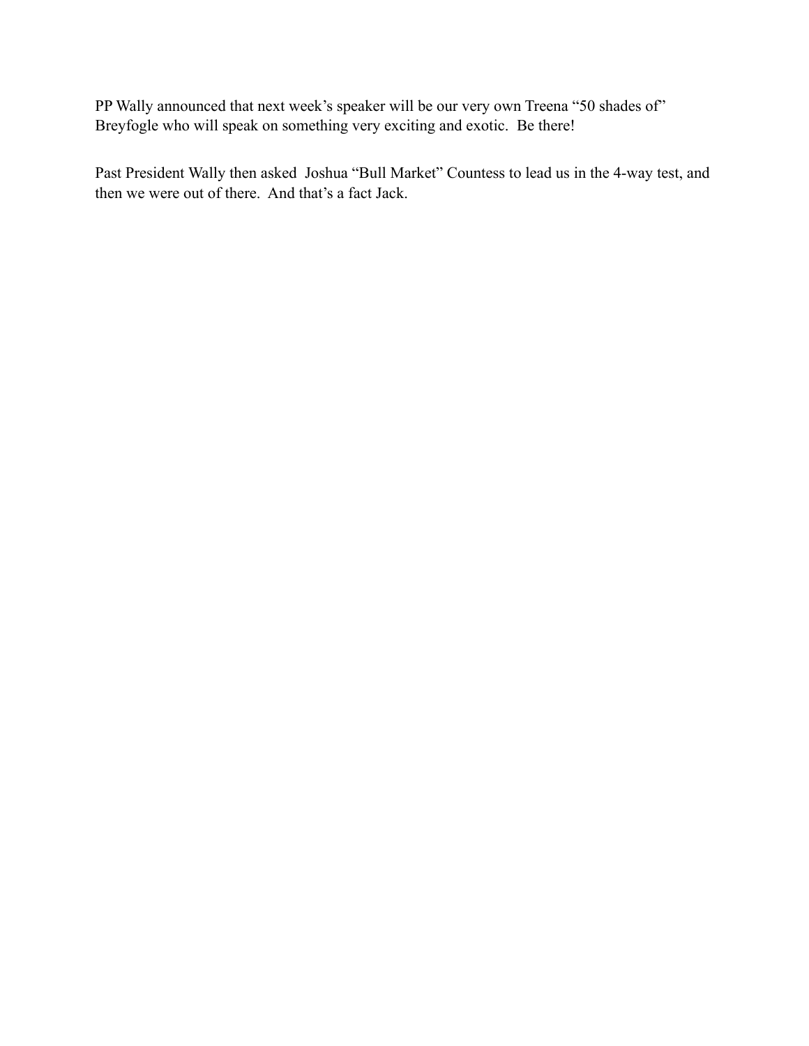PP Wally announced that next week's speaker will be our very own Treena "50 shades of" Breyfogle who will speak on something very exciting and exotic.  Be there!

Past President Wally then asked  Joshua "Bull Market" Countess to lead us in the 4-way test, and then we were out of there.  And that's a fact Jack.